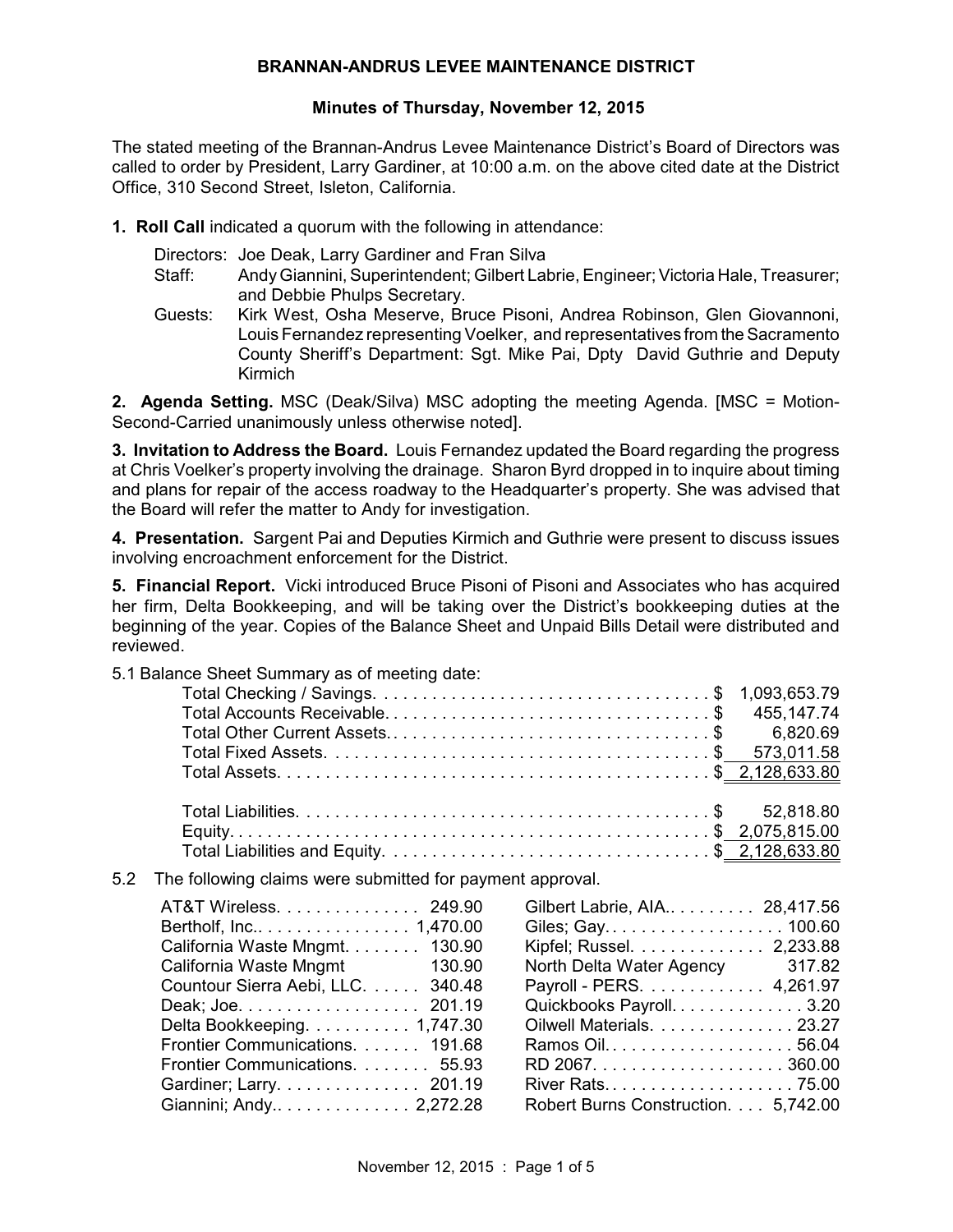# BRANNAN-ANDRUS LEVEE MAINTENANCE DISTRICT

## Minutes of Thursday, November 12, 2015

The stated meeting of the Brannan-Andrus Levee Maintenance District's Board of Directors was called to order by President, Larry Gardiner, at 10:00 a.m. on the above cited date at the District Office, 310 Second Street, Isleton, California.

**1. Roll Call** indicated a quorum with the following in attendance:

- Directors: Joe Deak, Larry Gardiner and Fran Silva
- Staff: Andy Giannini, Superintendent; Gilbert Labrie, Engineer; Victoria Hale, Treasurer; and Debbie Phulps Secretary.
- Guests: Kirk West, Osha Meserve, Bruce Pisoni, Andrea Robinson, Glen Giovannoni, Louis Fernandez representing Voelker, and representatives from the Sacramento County Sheriff's Department: Sgt. Mike Pai, Dpty David Guthrie and Deputy Kirmich

**2. Agenda Setting.** MSC (Deak/Silva) MSC adopting the meeting Agenda. [MSC = Motion-Second-Carried unanimously unless otherwise noted].

**3. Invitation to Address the Board.** Louis Fernandez updated the Board regarding the progress at Chris Voelker's property involving the drainage. Sharon Byrd dropped in to inquire about timing and plans for repair of the access roadway to the Headquarter's property. She was advised that the Board will refer the matter to Andy for investigation.

**4. Presentation.** Sargent Pai and Deputies Kirmich and Guthrie were present to discuss issues involving encroachment enforcement for the District.

**5. Financial Report.** Vicki introduced Bruce Pisoni of Pisoni and Associates who has acquired her firm, Delta Bookkeeping, and will be taking over the District's bookkeeping duties at the beginning of the year. Copies of the Balance Sheet and Unpaid Bills Detail were distributed and reviewed.

5.1 Balance Sheet Summary as of meeting date:

| Item | Amount |
|---|---|
| Total Checking / Savings | $ 1,093,653.79 |
| Total Accounts Receivable | $ 455,147.74 |
| Total Other Current Assets | $ 6,820.69 |
| Total Fixed Assets | $ 573,011.58 |
| Total Assets | $ 2,128,633.80 |
| Total Liabilities | $ 52,818.80 |
| Equity | $ 2,075,815.00 |
| Total Liabilities and Equity | $ 2,128,633.80 |

5.2 The following claims were submitted for payment approval.

| Payee | Amount | Payee | Amount |
|---|---|---|---|
| AT&T Wireless | 249.90 | Gilbert Labrie, AIA | 28,417.56 |
| Bertholf, Inc. | 1,470.00 | Giles; Gay | 100.60 |
| California Waste Mngmt. | 130.90 | Kipfel; Russel. | 2,233.88 |
| California Waste Mngmt | 130.90 | North Delta Water Agency | 317.82 |
| Countour Sierra Aebi, LLC. | 340.48 | Payroll - PERS. | 4,261.97 |
| Deak; Joe. | 201.19 | Quickbooks Payroll. | 3.20 |
| Delta Bookkeeping. | 1,747.30 | Oilwell Materials. | 23.27 |
| Frontier Communications. | 191.68 | Ramos Oil. | 56.04 |
| Frontier Communications. | 55.93 | RD 2067. | 360.00 |
| Gardiner; Larry. | 201.19 | River Rats. | 75.00 |
| Giannini; Andy. | 2,272.28 | Robert Burns Construction. | 5,742.00 |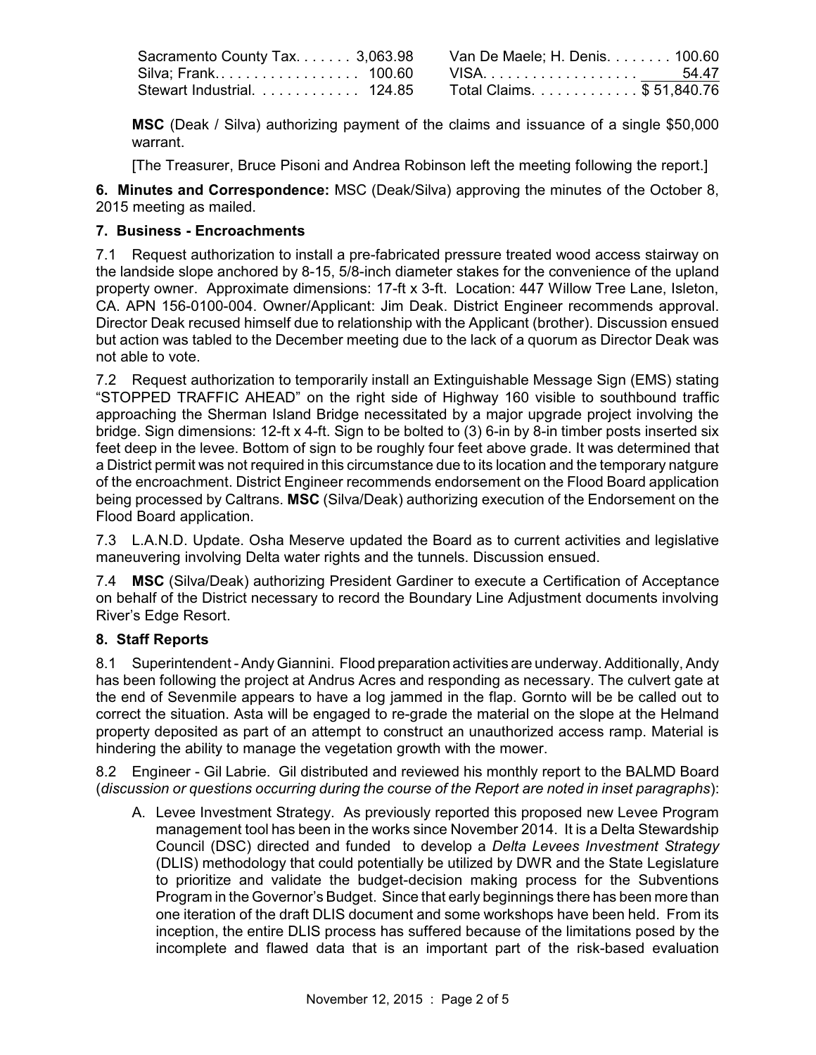| | | | |
|---|---|---|---|
| Sacramento County Tax | 3,063.98 | Van De Maele; H. Denis | 100.60 |
| Silva; Frank | 100.60 | VISA | 54.47 |
| Stewart Industrial | 124.85 | Total Claims | $ 51,840.76 |

**MSC** (Deak / Silva) authorizing payment of the claims and issuance of a single $50,000 warrant.

[The Treasurer, Bruce Pisoni and Andrea Robinson left the meeting following the report.]

**6. Minutes and Correspondence:** MSC (Deak/Silva) approving the minutes of the October 8, 2015 meeting as mailed.

**7. Business - Encroachments**

7.1 Request authorization to install a pre-fabricated pressure treated wood access stairway on the landside slope anchored by 8-15, 5/8-inch diameter stakes for the convenience of the upland property owner. Approximate dimensions: 17-ft x 3-ft. Location: 447 Willow Tree Lane, Isleton, CA. APN 156-0100-004. Owner/Applicant: Jim Deak. District Engineer recommends approval. Director Deak recused himself due to relationship with the Applicant (brother). Discussion ensued but action was tabled to the December meeting due to the lack of a quorum as Director Deak was not able to vote.

7.2 Request authorization to temporarily install an Extinguishable Message Sign (EMS) stating "STOPPED TRAFFIC AHEAD" on the right side of Highway 160 visible to southbound traffic approaching the Sherman Island Bridge necessitated by a major upgrade project involving the bridge. Sign dimensions: 12-ft x 4-ft. Sign to be bolted to (3) 6-in by 8-in timber posts inserted six feet deep in the levee. Bottom of sign to be roughly four feet above grade. It was determined that a District permit was not required in this circumstance due to its location and the temporary natgure of the encroachment. District Engineer recommends endorsement on the Flood Board application being processed by Caltrans. **MSC** (Silva/Deak) authorizing execution of the Endorsement on the Flood Board application.

7.3 L.A.N.D. Update. Osha Meserve updated the Board as to current activities and legislative maneuvering involving Delta water rights and the tunnels. Discussion ensued.

7.4 **MSC** (Silva/Deak) authorizing President Gardiner to execute a Certification of Acceptance on behalf of the District necessary to record the Boundary Line Adjustment documents involving River's Edge Resort.

**8. Staff Reports**

8.1 Superintendent - Andy Giannini. Flood preparation activities are underway. Additionally, Andy has been following the project at Andrus Acres and responding as necessary. The culvert gate at the end of Sevenmile appears to have a log jammed in the flap. Gornto will be be called out to correct the situation. Asta will be engaged to re-grade the material on the slope at the Helmand property deposited as part of an attempt to construct an unauthorized access ramp. Material is hindering the ability to manage the vegetation growth with the mower.

8.2 Engineer - Gil Labrie. Gil distributed and reviewed his monthly report to the BALMD Board (*discussion or questions occurring during the course of the Report are noted in inset paragraphs*):

A. Levee Investment Strategy. As previously reported this proposed new Levee Program management tool has been in the works since November 2014. It is a Delta Stewardship Council (DSC) directed and funded to develop a *Delta Levees Investment Strategy* (DLIS) methodology that could potentially be utilized by DWR and the State Legislature to prioritize and validate the budget-decision making process for the Subventions Program in the Governor's Budget. Since that early beginnings there has been more than one iteration of the draft DLIS document and some workshops have been held. From its inception, the entire DLIS process has suffered because of the limitations posed by the incomplete and flawed data that is an important part of the risk-based evaluation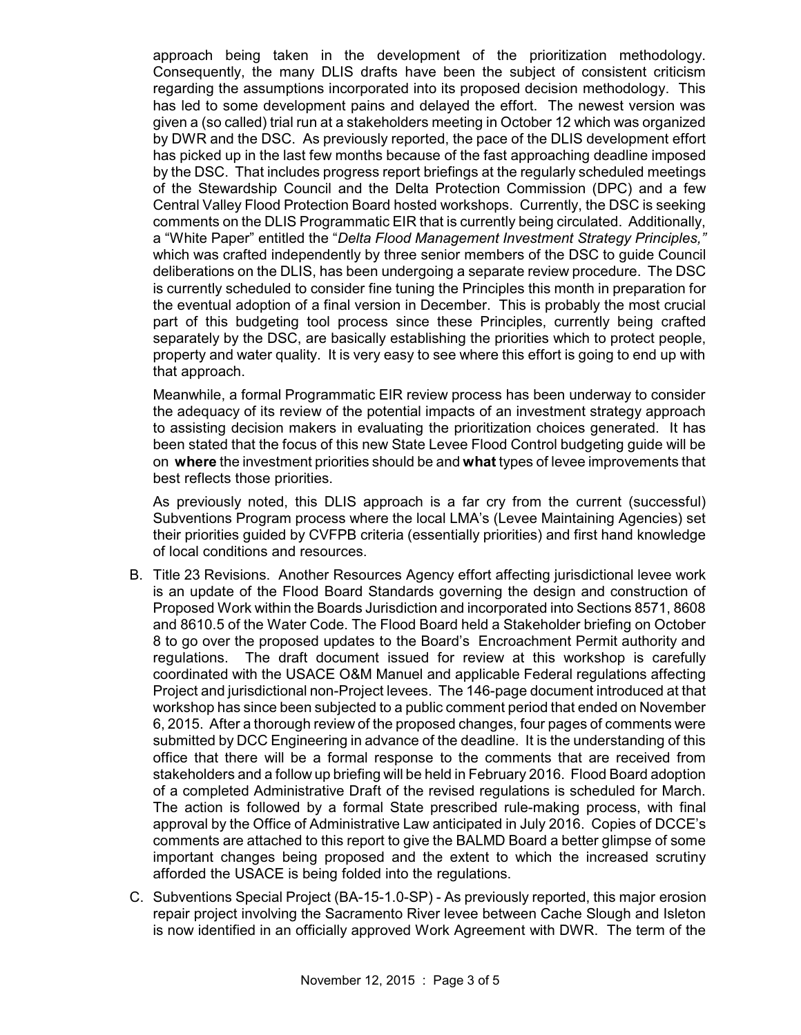approach being taken in the development of the prioritization methodology. Consequently, the many DLIS drafts have been the subject of consistent criticism regarding the assumptions incorporated into its proposed decision methodology. This has led to some development pains and delayed the effort. The newest version was given a (so called) trial run at a stakeholders meeting in October 12 which was organized by DWR and the DSC. As previously reported, the pace of the DLIS development effort has picked up in the last few months because of the fast approaching deadline imposed by the DSC. That includes progress report briefings at the regularly scheduled meetings of the Stewardship Council and the Delta Protection Commission (DPC) and a few Central Valley Flood Protection Board hosted workshops. Currently, the DSC is seeking comments on the DLIS Programmatic EIR that is currently being circulated. Additionally, a "White Paper" entitled the "*Delta Flood Management Investment Strategy Principles,"* which was crafted independently by three senior members of the DSC to guide Council deliberations on the DLIS, has been undergoing a separate review procedure. The DSC is currently scheduled to consider fine tuning the Principles this month in preparation for the eventual adoption of a final version in December. This is probably the most crucial part of this budgeting tool process since these Principles, currently being crafted separately by the DSC, are basically establishing the priorities which to protect people, property and water quality. It is very easy to see where this effort is going to end up with that approach.

Meanwhile, a formal Programmatic EIR review process has been underway to consider the adequacy of its review of the potential impacts of an investment strategy approach to assisting decision makers in evaluating the prioritization choices generated. It has been stated that the focus of this new State Levee Flood Control budgeting guide will be on **where** the investment priorities should be and **what** types of levee improvements that best reflects those priorities.

As previously noted, this DLIS approach is a far cry from the current (successful) Subventions Program process where the local LMA's (Levee Maintaining Agencies) set their priorities guided by CVFPB criteria (essentially priorities) and first hand knowledge of local conditions and resources.

B. Title 23 Revisions. Another Resources Agency effort affecting jurisdictional levee work is an update of the Flood Board Standards governing the design and construction of Proposed Work within the Boards Jurisdiction and incorporated into Sections 8571, 8608 and 8610.5 of the Water Code. The Flood Board held a Stakeholder briefing on October 8 to go over the proposed updates to the Board's Encroachment Permit authority and regulations. The draft document issued for review at this workshop is carefully coordinated with the USACE O&M Manuel and applicable Federal regulations affecting Project and jurisdictional non-Project levees. The 146-page document introduced at that workshop has since been subjected to a public comment period that ended on November 6, 2015. After a thorough review of the proposed changes, four pages of comments were submitted by DCC Engineering in advance of the deadline. It is the understanding of this office that there will be a formal response to the comments that are received from stakeholders and a follow up briefing will be held in February 2016. Flood Board adoption of a completed Administrative Draft of the revised regulations is scheduled for March. The action is followed by a formal State prescribed rule-making process, with final approval by the Office of Administrative Law anticipated in July 2016. Copies of DCCE's comments are attached to this report to give the BALMD Board a better glimpse of some important changes being proposed and the extent to which the increased scrutiny afforded the USACE is being folded into the regulations.

C. Subventions Special Project (BA-15-1.0-SP) - As previously reported, this major erosion repair project involving the Sacramento River levee between Cache Slough and Isleton is now identified in an officially approved Work Agreement with DWR. The term of the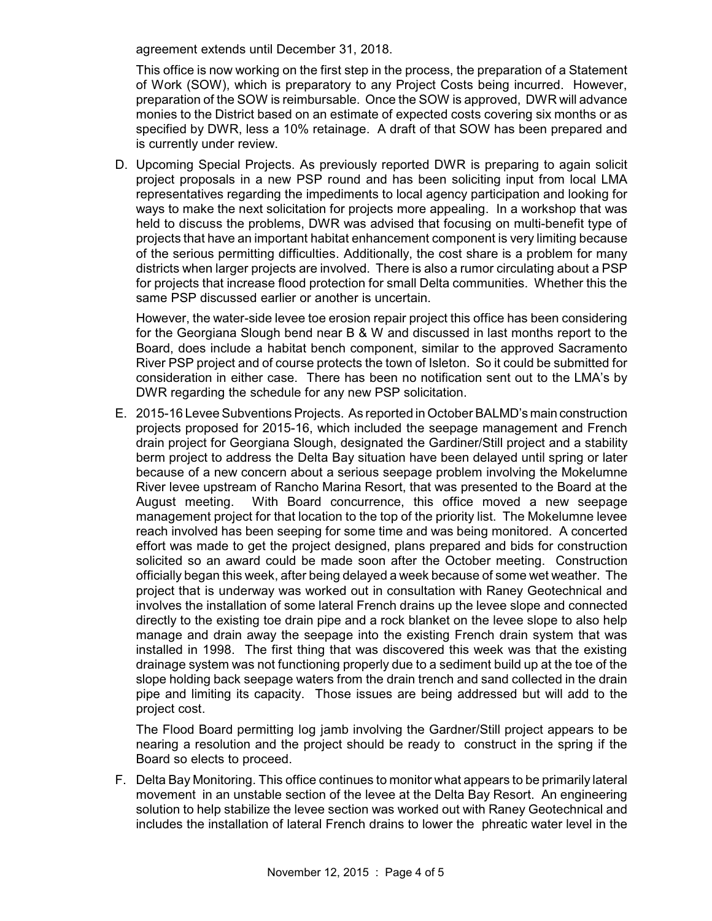agreement extends until December 31, 2018.

This office is now working on the first step in the process, the preparation of a Statement of Work (SOW), which is preparatory to any Project Costs being incurred. However, preparation of the SOW is reimbursable. Once the SOW is approved, DWR will advance monies to the District based on an estimate of expected costs covering six months or as specified by DWR, less a 10% retainage. A draft of that SOW has been prepared and is currently under review.

D. Upcoming Special Projects. As previously reported DWR is preparing to again solicit project proposals in a new PSP round and has been soliciting input from local LMA representatives regarding the impediments to local agency participation and looking for ways to make the next solicitation for projects more appealing. In a workshop that was held to discuss the problems, DWR was advised that focusing on multi-benefit type of projects that have an important habitat enhancement component is very limiting because of the serious permitting difficulties. Additionally, the cost share is a problem for many districts when larger projects are involved. There is also a rumor circulating about a PSP for projects that increase flood protection for small Delta communities. Whether this the same PSP discussed earlier or another is uncertain.

   However, the water-side levee toe erosion repair project this office has been considering for the Georgiana Slough bend near B & W and discussed in last months report to the Board, does include a habitat bench component, similar to the approved Sacramento River PSP project and of course protects the town of Isleton. So it could be submitted for consideration in either case. There has been no notification sent out to the LMA's by DWR regarding the schedule for any new PSP solicitation.

E. 2015-16 Levee Subventions Projects. As reported in October BALMD's main construction projects proposed for 2015-16, which included the seepage management and French drain project for Georgiana Slough, designated the Gardiner/Still project and a stability berm project to address the Delta Bay situation have been delayed until spring or later because of a new concern about a serious seepage problem involving the Mokelumne River levee upstream of Rancho Marina Resort, that was presented to the Board at the August meeting. With Board concurrence, this office moved a new seepage management project for that location to the top of the priority list. The Mokelumne levee reach involved has been seeping for some time and was being monitored. A concerted effort was made to get the project designed, plans prepared and bids for construction solicited so an award could be made soon after the October meeting. Construction officially began this week, after being delayed a week because of some wet weather. The project that is underway was worked out in consultation with Raney Geotechnical and involves the installation of some lateral French drains up the levee slope and connected directly to the existing toe drain pipe and a rock blanket on the levee slope to also help manage and drain away the seepage into the existing French drain system that was installed in 1998. The first thing that was discovered this week was that the existing drainage system was not functioning properly due to a sediment build up at the toe of the slope holding back seepage waters from the drain trench and sand collected in the drain pipe and limiting its capacity. Those issues are being addressed but will add to the project cost.

   The Flood Board permitting log jamb involving the Gardner/Still project appears to be nearing a resolution and the project should be ready to construct in the spring if the Board so elects to proceed.

F. Delta Bay Monitoring. This office continues to monitor what appears to be primarily lateral movement in an unstable section of the levee at the Delta Bay Resort. An engineering solution to help stabilize the levee section was worked out with Raney Geotechnical and includes the installation of lateral French drains to lower the phreatic water level in the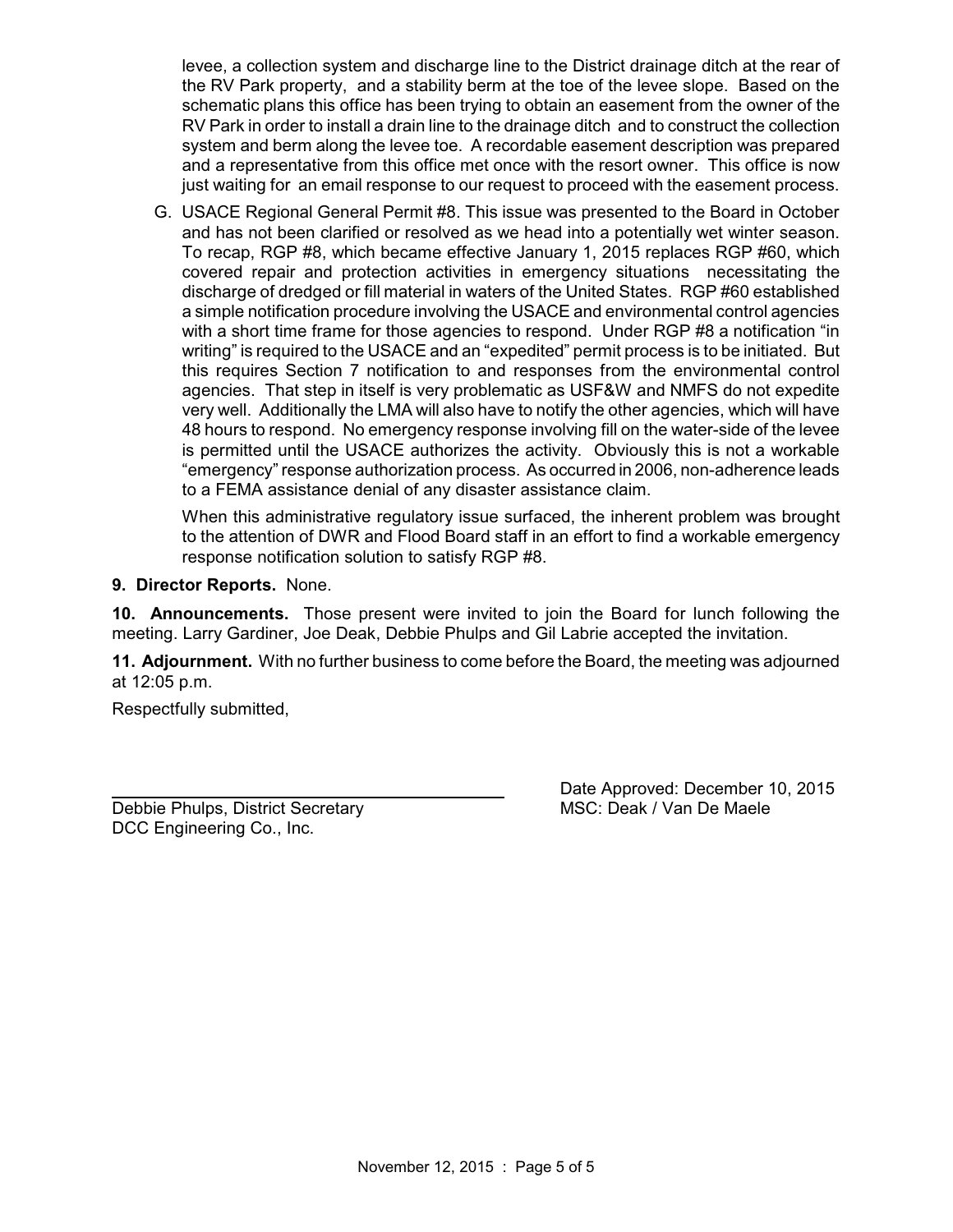levee, a collection system and discharge line to the District drainage ditch at the rear of the RV Park property, and a stability berm at the toe of the levee slope. Based on the schematic plans this office has been trying to obtain an easement from the owner of the RV Park in order to install a drain line to the drainage ditch and to construct the collection system and berm along the levee toe. A recordable easement description was prepared and a representative from this office met once with the resort owner. This office is now just waiting for an email response to our request to proceed with the easement process.

G. USACE Regional General Permit #8. This issue was presented to the Board in October and has not been clarified or resolved as we head into a potentially wet winter season. To recap, RGP #8, which became effective January 1, 2015 replaces RGP #60, which covered repair and protection activities in emergency situations necessitating the discharge of dredged or fill material in waters of the United States. RGP #60 established a simple notification procedure involving the USACE and environmental control agencies with a short time frame for those agencies to respond. Under RGP #8 a notification "in writing" is required to the USACE and an "expedited" permit process is to be initiated. But this requires Section 7 notification to and responses from the environmental control agencies. That step in itself is very problematic as USF&W and NMFS do not expedite very well. Additionally the LMA will also have to notify the other agencies, which will have 48 hours to respond. No emergency response involving fill on the water-side of the levee is permitted until the USACE authorizes the activity. Obviously this is not a workable "emergency" response authorization process. As occurred in 2006, non-adherence leads to a FEMA assistance denial of any disaster assistance claim.

   When this administrative regulatory issue surfaced, the inherent problem was brought to the attention of DWR and Flood Board staff in an effort to find a workable emergency response notification solution to satisfy RGP #8.

**9. Director Reports.** None.

**10. Announcements.** Those present were invited to join the Board for lunch following the meeting. Larry Gardiner, Joe Deak, Debbie Phulps and Gil Labrie accepted the invitation.

**11. Adjournment.** With no further business to come before the Board, the meeting was adjourned at 12:05 p.m.

Respectfully submitted,

Debbie Phulps, District Secretary
DCC Engineering Co., Inc.

Date Approved: December 10, 2015
MSC: Deak / Van De Maele